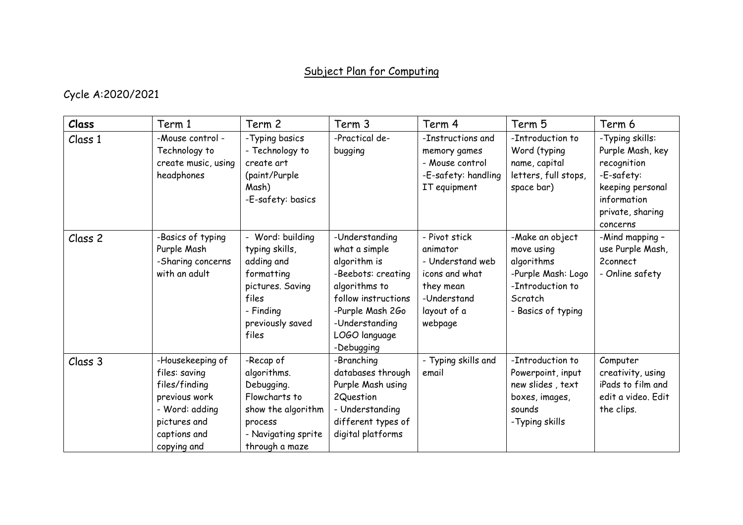# Subject Plan for Computing

Cycle A:2020/2021

| Class | Term 1 | Term 2 | Term 3 | Term 4 | Term 5 | Term 6 |
|---|---|---|---|---|---|---|
| Class 1 | -Mouse control - Technology to create music, using headphones | -Typing basics<br>- Technology to create art (paint/Purple Mash)<br>-E-safety: basics | -Practical de-bugging | -Instructions and memory games<br>- Mouse control<br>-E-safety: handling IT equipment | -Introduction to Word (typing name, capital letters, full stops, space bar) | -Typing skills: Purple Mash, key recognition<br>-E-safety: keeping personal information private, sharing concerns |
| Class 2 | -Basics of typing Purple Mash<br>-Sharing concerns with an adult | - Word: building typing skills, adding and formatting pictures. Saving files<br>- Finding previously saved files | -Understanding what a simple algorithm is<br>-Beebots: creating algorithms to follow instructions<br>-Purple Mash 2Go<br>-Understanding LOGO language<br>-Debugging | - Pivot stick animator<br>- Understand web icons and what they mean<br>-Understand layout of a webpage | -Make an object move using algorithms<br>-Purple Mash: Logo<br>-Introduction to Scratch<br>- Basics of typing | -Mind mapping – use Purple Mash, 2connect<br>- Online safety |
| Class 3 | -Housekeeping of files: saving files/finding previous work<br>- Word: adding pictures and captions and copying and | -Recap of algorithms. Debugging. Flowcharts to show the algorithm process<br>- Navigating sprite through a maze | -Branching databases through Purple Mash using 2Question<br>- Understanding different types of digital platforms | - Typing skills and email | -Introduction to Powerpoint, input new slides , text boxes, images, sounds<br>-Typing skills | Computer creativity, using iPads to film and edit a video. Edit the clips. |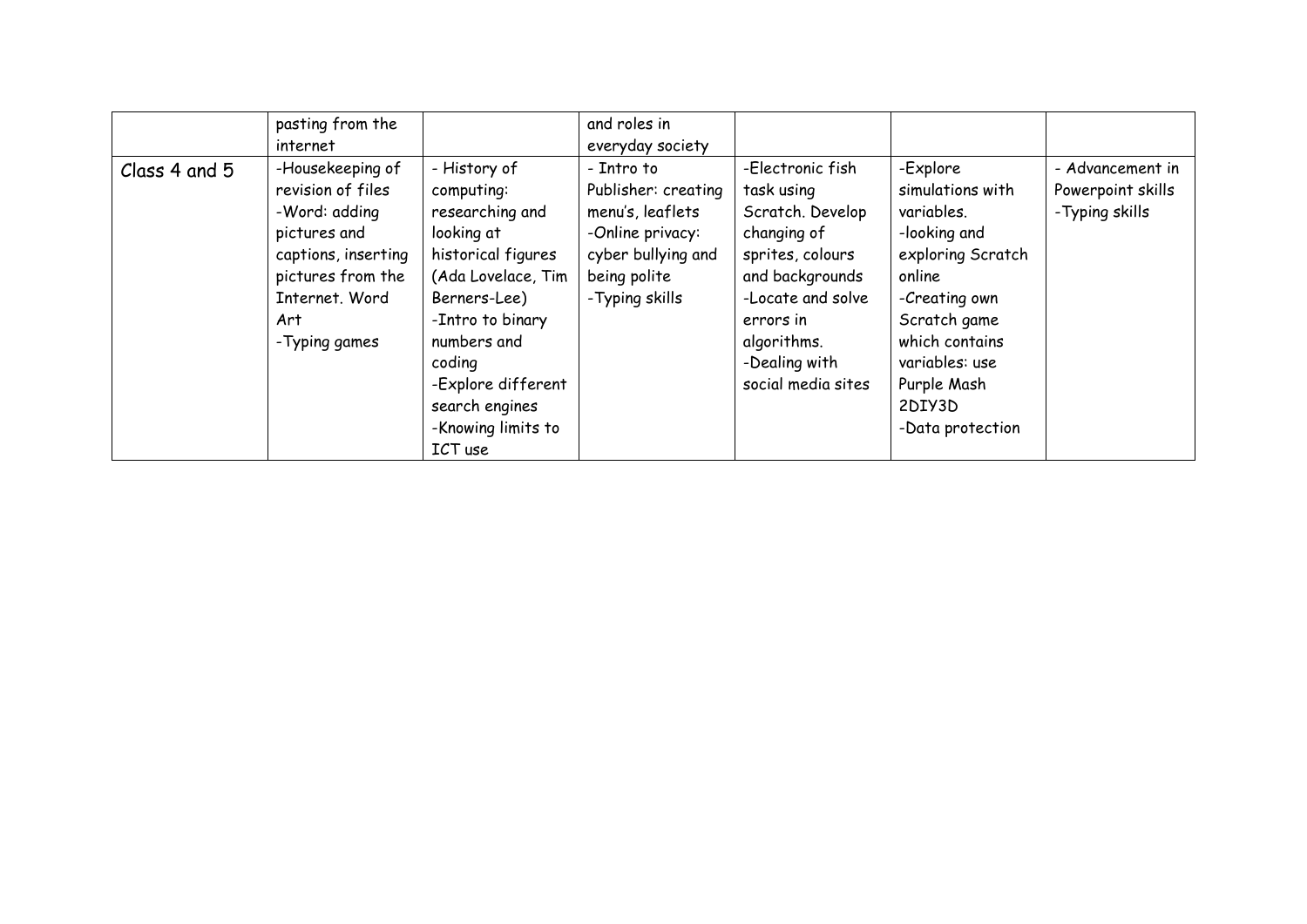|  | pasting from the internet |  | and roles in everyday society |  |  |  |
|---|---|---|---|---|---|---|
| Class 4 and 5 | -Housekeeping of revision of files<br>-Word: adding pictures and captions, inserting pictures from the Internet. Word Art<br>-Typing games | - History of computing: researching and looking at historical figures (Ada Lovelace, Tim Berners-Lee)<br>-Intro to binary numbers and coding<br>-Explore different search engines<br>-Knowing limits to ICT use | - Intro to Publisher: creating menu's, leaflets<br>-Online privacy: cyber bullying and being polite<br>-Typing skills | -Electronic fish task using Scratch. Develop changing of sprites, colours and backgrounds<br>-Locate and solve errors in algorithms.<br>-Dealing with social media sites | -Explore simulations with variables.<br>-looking and exploring Scratch online<br>-Creating own Scratch game which contains variables: use Purple Mash 2DIY3D<br>-Data protection | - Advancement in Powerpoint skills<br>-Typing skills |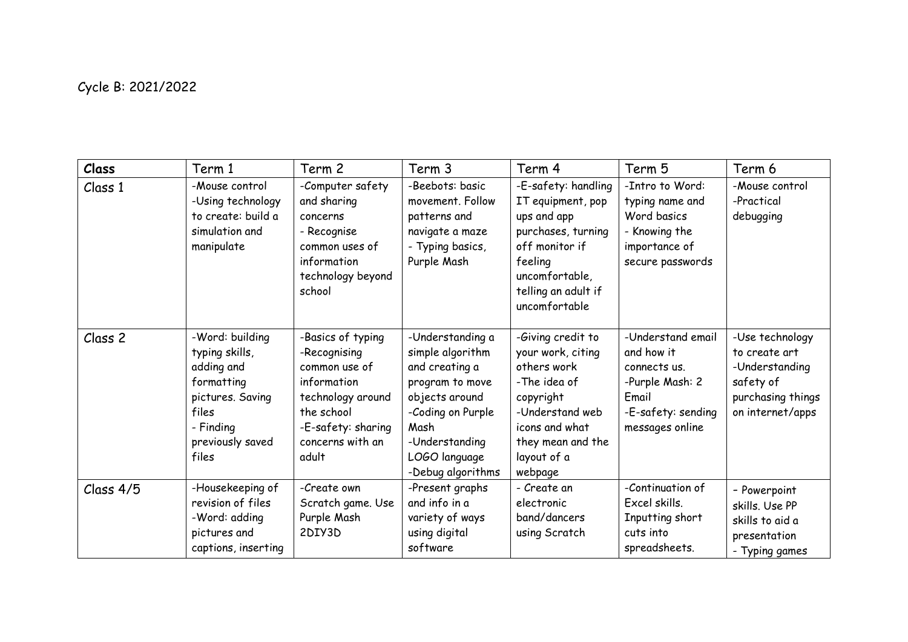Cycle B: 2021/2022

| **Class** | Term 1 | Term 2 | Term 3 | Term 4 | Term 5 | Term 6 |
| --- | --- | --- | --- | --- | --- | --- |
| Class 1 | -Mouse control<br>-Using technology to create: build a simulation and manipulate | -Computer safety and sharing concerns<br>- Recognise common uses of information technology beyond school | -Beebots: basic movement. Follow patterns and navigate a maze<br>- Typing basics, Purple Mash | -E-safety: handling IT equipment, pop ups and app purchases, turning off monitor if feeling uncomfortable, telling an adult if uncomfortable | -Intro to Word: typing name and Word basics<br>- Knowing the importance of secure passwords | -Mouse control<br>-Practical debugging |
| Class 2 | -Word: building typing skills, adding and formatting pictures. Saving files<br>- Finding previously saved files | -Basics of typing<br>-Recognising common use of information technology around the school<br>-E-safety: sharing concerns with an adult | -Understanding a simple algorithm and creating a program to move objects around<br>-Coding on Purple Mash<br>-Understanding LOGO language<br>-Debug algorithms | -Giving credit to your work, citing others work<br>-The idea of copyright<br>-Understand web icons and what they mean and the layout of a webpage | -Understand email and how it connects us.<br>-Purple Mash: 2 Email<br>-E-safety: sending messages online | -Use technology to create art<br>-Understanding safety of purchasing things on internet/apps |
| Class 4/5 | -Housekeeping of revision of files<br>-Word: adding pictures and captions, inserting | -Create own Scratch game. Use Purple Mash 2DIY3D | -Present graphs and info in a variety of ways using digital software | - Create an electronic band/dancers using Scratch | -Continuation of Excel skills. Inputting short cuts into spreadsheets. | - Powerpoint skills. Use PP skills to aid a presentation<br>- Typing games |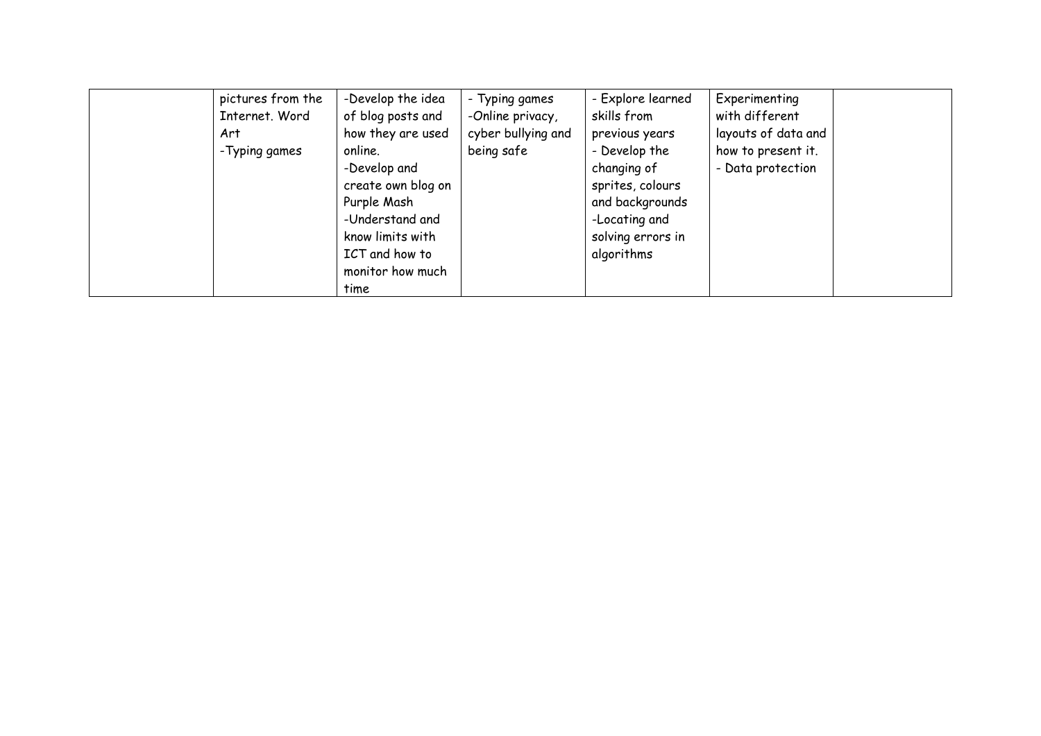|  | pictures from the Internet. Word Art<br>-Typing games | -Develop the idea of blog posts and how they are used online.<br>-Develop and create own blog on Purple Mash<br>-Understand and know limits with ICT and how to monitor how much time | - Typing games<br>-Online privacy, cyber bullying and being safe | - Explore learned skills from previous years<br>- Develop the changing of sprites, colours and backgrounds<br>-Locating and solving errors in algorithms | Experimenting with different layouts of data and how to present it.<br>- Data protection |  |
|---|---|---|---|---|---|---|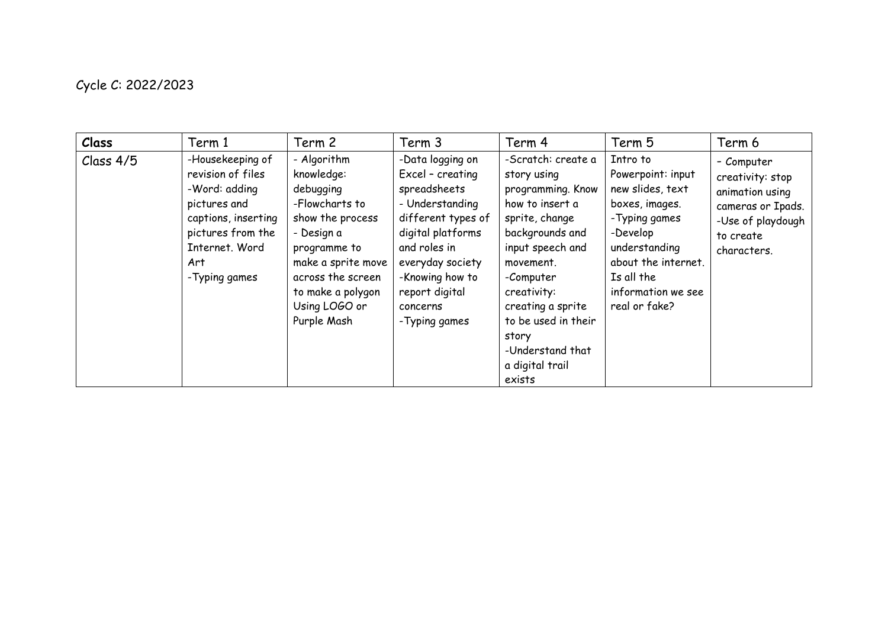Cycle C: 2022/2023

| **Class** | Term 1 | Term 2 | Term 3 | Term 4 | Term 5 | Term 6 |
|---|---|---|---|---|---|---|
| Class 4/5 | -Housekeeping of revision of files<br>-Word: adding pictures and captions, inserting pictures from the Internet. Word Art<br>-Typing games | - Algorithm knowledge: debugging<br>-Flowcharts to show the process<br>- Design a programme to make a sprite move across the screen to make a polygon Using LOGO or Purple Mash | -Data logging on Excel – creating spreadsheets<br>- Understanding different types of digital platforms and roles in everyday society<br>-Knowing how to report digital concerns<br>-Typing games | -Scratch: create a story using programming. Know how to insert a sprite, change backgrounds and input speech and movement.<br>-Computer creativity: creating a sprite to be used in their story<br>-Understand that a digital trail exists | Intro to Powerpoint: input new slides, text boxes, images.<br>-Typing games<br>-Develop understanding about the internet. Is all the information we see real or fake? | – Computer creativity: stop animation using cameras or Ipads.<br>-Use of playdough to create characters. |